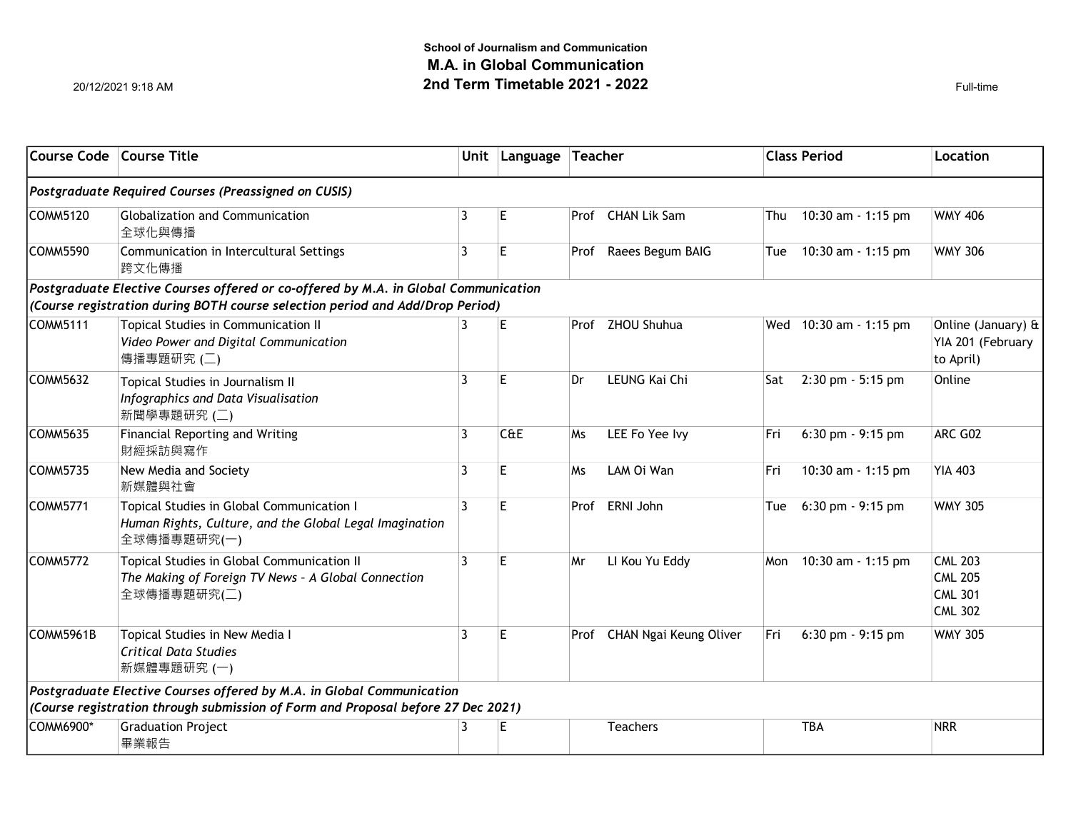**School of Journalism and Communication**

# M.A. in Global Communication

## 2nd Term Timetable 2021 - 2022

20/12/2021 9:18 AM

Full-time

| Course Code | Course Title | Unit | Language | Teacher | Class Period | Location |
|---|---|---|---|---|---|---|
| ***Postgraduate Required Courses (Preassigned on CUSIS)*** | | | | | | |
| COMM5120 | Globalization and Communication<br>全球化與傳播 | 3 | E | Prof CHAN Lik Sam | Thu 10:30 am - 1:15 pm | WMY 406 |
| COMM5590 | Communication in Intercultural Settings<br>跨文化傳播 | 3 | E | Prof Raees Begum BAIG | Tue 10:30 am - 1:15 pm | WMY 306 |
| ***Postgraduate Elective Courses offered or co-offered by M.A. in Global Communication (Course registration during BOTH course selection period and Add/Drop Period)*** | | | | | | |
| COMM5111 | Topical Studies in Communication II<br>*Video Power and Digital Communication*<br>傳播專題研究 (二) | 3 | E | Prof ZHOU Shuhua | Wed 10:30 am - 1:15 pm | Online (January) & YIA 201 (February to April) |
| COMM5632 | Topical Studies in Journalism II<br>*Infographics and Data Visualisation*<br>新聞學專題研究 (二) | 3 | E | Dr LEUNG Kai Chi | Sat 2:30 pm - 5:15 pm | Online |
| COMM5635 | Financial Reporting and Writing<br>財經採訪與寫作 | 3 | C&E | Ms LEE Fo Yee Ivy | Fri 6:30 pm - 9:15 pm | ARC G02 |
| COMM5735 | New Media and Society<br>新媒體與社會 | 3 | E | Ms LAM Oi Wan | Fri 10:30 am - 1:15 pm | YIA 403 |
| COMM5771 | Topical Studies in Global Communication I<br>*Human Rights, Culture, and the Global Legal Imagination*<br>全球傳播專題研究(一) | 3 | E | Prof ERNI John | Tue 6:30 pm - 9:15 pm | WMY 305 |
| COMM5772 | Topical Studies in Global Communication II<br>*The Making of Foreign TV News – A Global Connection*<br>全球傳播專題研究(二) | 3 | E | Mr LI Kou Yu Eddy | Mon 10:30 am - 1:15 pm | CML 203<br>CML 205<br>CML 301<br>CML 302 |
| COMM5961B | Topical Studies in New Media I<br>*Critical Data Studies*<br>新媒體專題研究 (一) | 3 | E | Prof CHAN Ngai Keung Oliver | Fri 6:30 pm - 9:15 pm | WMY 305 |
| ***Postgraduate Elective Courses offered by M.A. in Global Communication (Course registration through submission of Form and Proposal before 27 Dec 2021)*** | | | | | | |
| COMM6900* | Graduation Project<br>畢業報告 | 3 | E | Teachers | TBA | NRR |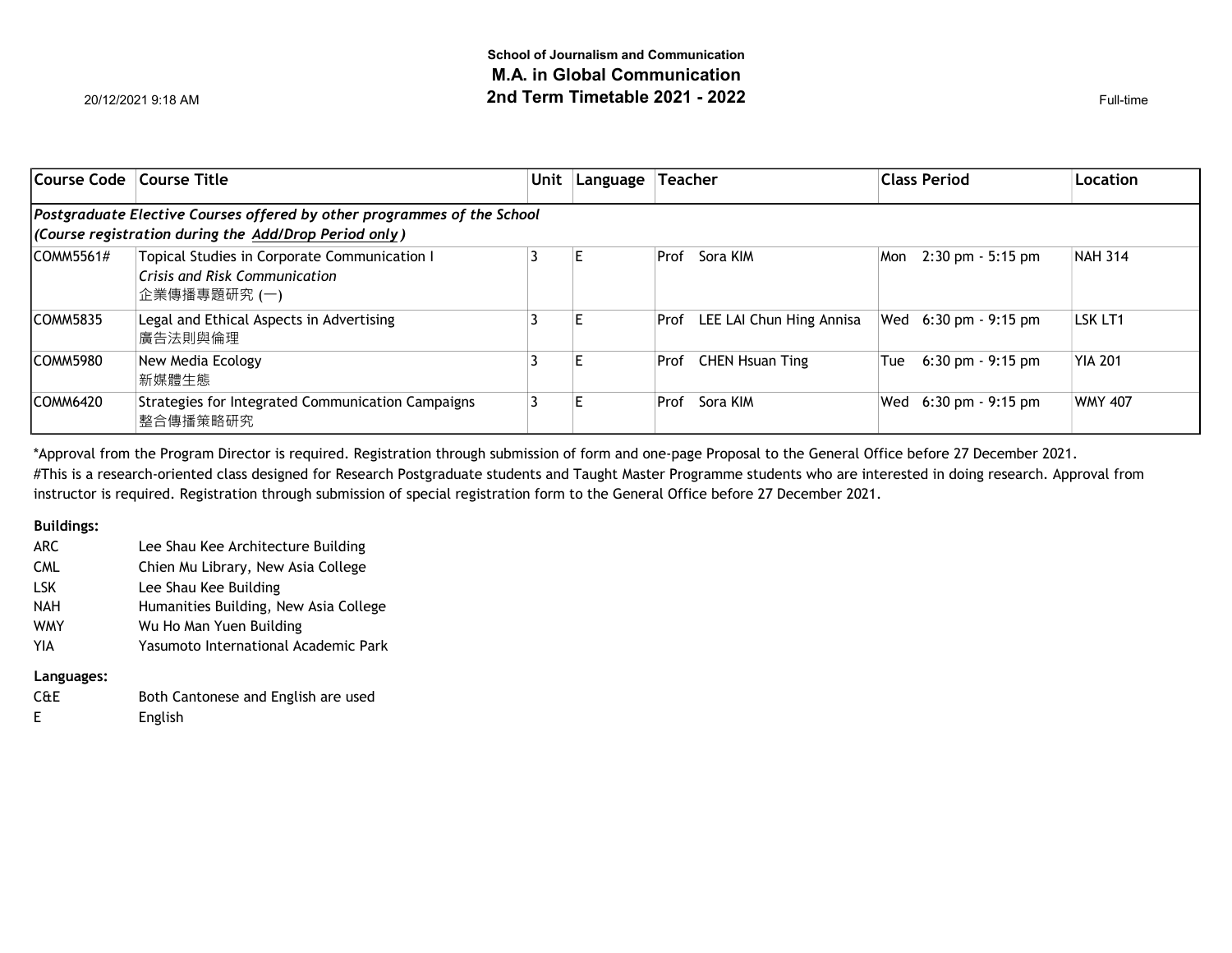School of Journalism and Communication

# M.A. in Global Communication

## 2nd Term Timetable 2021 - 2022

20/12/2021 9:18 AM

Full-time

| Course Code | Course Title | Unit | Language | Teacher | Class Period | Location |
|---|---|---|---|---|---|---|
| ***Postgraduate Elective Courses offered by other programmes of the School*** ***(Course registration during the Add/Drop Period only)*** | | | | | | |
| COMM5561# | Topical Studies in Corporate Communication I *Crisis and Risk Communication* 企業傳播專題研究 (一) | 3 | E | Prof Sora KIM | Mon 2:30 pm - 5:15 pm | NAH 314 |
| COMM5835 | Legal and Ethical Aspects in Advertising 廣告法則與倫理 | 3 | E | Prof LEE LAI Chun Hing Annisa | Wed 6:30 pm - 9:15 pm | LSK LT1 |
| COMM5980 | New Media Ecology 新媒體生態 | 3 | E | Prof CHEN Hsuan Ting | Tue 6:30 pm - 9:15 pm | YIA 201 |
| COMM6420 | Strategies for Integrated Communication Campaigns 整合傳播策略研究 | 3 | E | Prof Sora KIM | Wed 6:30 pm - 9:15 pm | WMY 407 |

*Approval from the Program Director is required. Registration through submission of form and one-page Proposal to the General Office before 27 December 2021.

#This is a research-oriented class designed for Research Postgraduate students and Taught Master Programme students who are interested in doing research. Approval from instructor is required. Registration through submission of special registration form to the General Office before 27 December 2021.

**Buildings:**

| | |
|---|---|
| ARC | Lee Shau Kee Architecture Building |
| CML | Chien Mu Library, New Asia College |
| LSK | Lee Shau Kee Building |
| NAH | Humanities Building, New Asia College |
| WMY | Wu Ho Man Yuen Building |
| YIA | Yasumoto International Academic Park |

**Languages:**

| | |
|---|---|
| C&E | Both Cantonese and English are used |
| E | English |